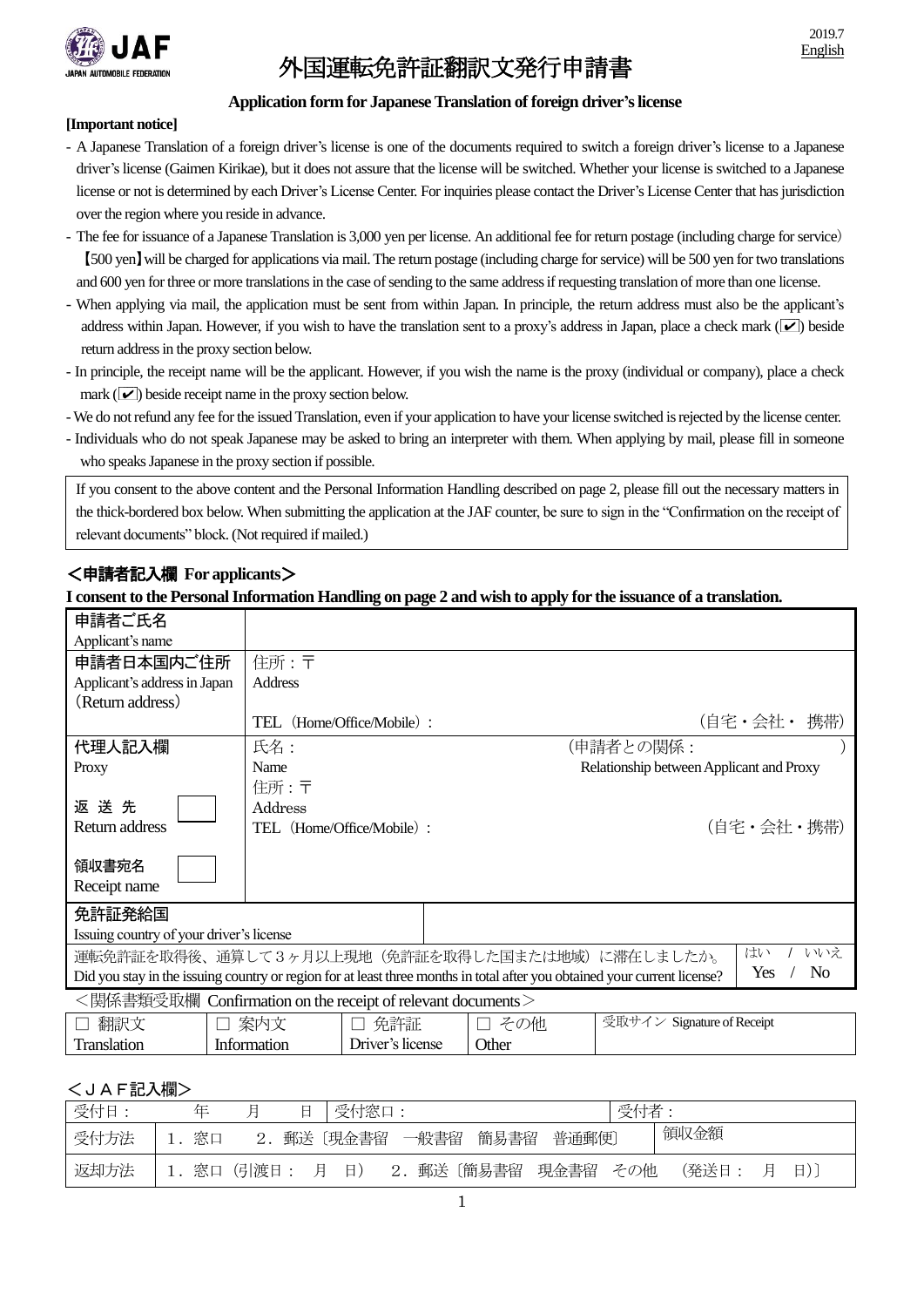2019.7
English

# 外国運転免許証翻訳文発行申請書

**Application form for Japanese Translation of foreign driver's license**

**[Important notice]**

- A Japanese Translation of a foreign driver's license is one of the documents required to switch a foreign driver's license to a Japanese driver's license (Gaimen Kirikae), but it does not assure that the license will be switched. Whether your license is switched to a Japanese license or not is determined by each Driver's License Center. For inquiries please contact the Driver's License Center that has jurisdiction over the region where you reside in advance.
- The fee for issuance of a Japanese Translation is 3,000 yen per license. An additional fee for return postage (including charge for service)【500 yen】will be charged for applications via mail. The return postage (including charge for service) will be 500 yen for two translations and 600 yen for three or more translations in the case of sending to the same address if requesting translation of more than one license.
- When applying via mail, the application must be sent from within Japan. In principle, the return address must also be the applicant's address within Japan. However, if you wish to have the translation sent to a proxy's address in Japan, place a check mark (☑) beside return address in the proxy section below.
- In principle, the receipt name will be the applicant. However, if you wish the name is the proxy (individual or company), place a check mark (☑) beside receipt name in the proxy section below.
- We do not refund any fee for the issued Translation, even if your application to have your license switched is rejected by the license center.
- Individuals who do not speak Japanese may be asked to bring an interpreter with them. When applying by mail, please fill in someone who speaks Japanese in the proxy section if possible.

> If you consent to the above content and the Personal Information Handling described on page 2, please fill out the necessary matters in the thick-bordered box below. When submitting the application at the JAF counter, be sure to sign in the "Confirmation on the receipt of relevant documents" block. (Not required if mailed.)

## ＜申請者記入欄 For applicants＞

**I consent to the Personal Information Handling on page 2 and wish to apply for the issuance of a translation.**

| | |
|---|---|
| 申請者ご氏名<br>Applicant's name | |
| 申請者日本国内ご住所<br>Applicant's address in Japan<br>(Return address) | 住所：〒<br>Address<br><br>TEL (Home/Office/Mobile)：　　（自宅・会社・携帯） |
| 代理人記入欄<br>Proxy<br><br>返 送 先 ☐<br>Return address<br><br>領収書宛名 ☐<br>Receipt name | 氏名：　　（申請者との関係：　　）<br>Name　　Relationship between Applicant and Proxy<br>住所：〒<br>Address<br>TEL (Home/Office/Mobile)：　　（自宅・会社・携帯） |
| 免許証発給国<br>Issuing country of your driver's license | |
| 運転免許証を取得後、通算して３ヶ月以上現地（免許証を取得した国または地域）に滞在しましたか。<br>Did you stay in the issuing country or region for at least three months in total after you obtained your current license? | はい / いいえ<br>Yes / No |

＜関係書類受取欄 Confirmation on the receipt of relevant documents＞

| ☐ 翻訳文<br>Translation | ☐ 案内文<br>Information | ☐ 免許証<br>Driver's license | ☐ その他<br>Other | 受取サイン Signature of Receipt |
|---|---|---|---|---|

## ＜ＪＡＦ記入欄＞

| | | | |
|---|---|---|---|
| 受付日： | 年　月　日 | 受付窓口： | 受付者： |
| 受付方法 | 1．窓口　2．郵送〔現金書留　一般書留　簡易書留　普通郵便〕 | | 領収金額 |
| 返却方法 | 1．窓口（引渡日：　月　日）　2．郵送〔簡易書留　現金書留　その他　（発送日：　月　日）〕 | | |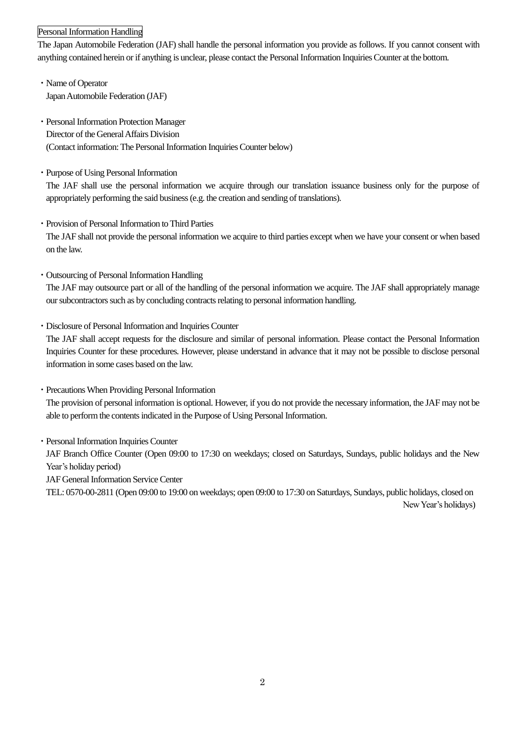## Personal Information Handling

The Japan Automobile Federation (JAF) shall handle the personal information you provide as follows. If you cannot consent with anything contained herein or if anything is unclear, please contact the Personal Information Inquiries Counter at the bottom.

・Name of Operator
Japan Automobile Federation (JAF)

・Personal Information Protection Manager
Director of the General Affairs Division
(Contact information: The Personal Information Inquiries Counter below)

・Purpose of Using Personal Information
The JAF shall use the personal information we acquire through our translation issuance business only for the purpose of appropriately performing the said business (e.g. the creation and sending of translations).

・Provision of Personal Information to Third Parties
The JAF shall not provide the personal information we acquire to third parties except when we have your consent or when based on the law.

・Outsourcing of Personal Information Handling
The JAF may outsource part or all of the handling of the personal information we acquire. The JAF shall appropriately manage our subcontractors such as by concluding contracts relating to personal information handling.

・Disclosure of Personal Information and Inquiries Counter
The JAF shall accept requests for the disclosure and similar of personal information. Please contact the Personal Information Inquiries Counter for these procedures. However, please understand in advance that it may not be possible to disclose personal information in some cases based on the law.

・Precautions When Providing Personal Information
The provision of personal information is optional. However, if you do not provide the necessary information, the JAF may not be able to perform the contents indicated in the Purpose of Using Personal Information.

・Personal Information Inquiries Counter
JAF Branch Office Counter (Open 09:00 to 17:30 on weekdays; closed on Saturdays, Sundays, public holidays and the New Year's holiday period)
JAF General Information Service Center
TEL: 0570-00-2811 (Open 09:00 to 19:00 on weekdays; open 09:00 to 17:30 on Saturdays, Sundays, public holidays, closed on New Year's holidays)